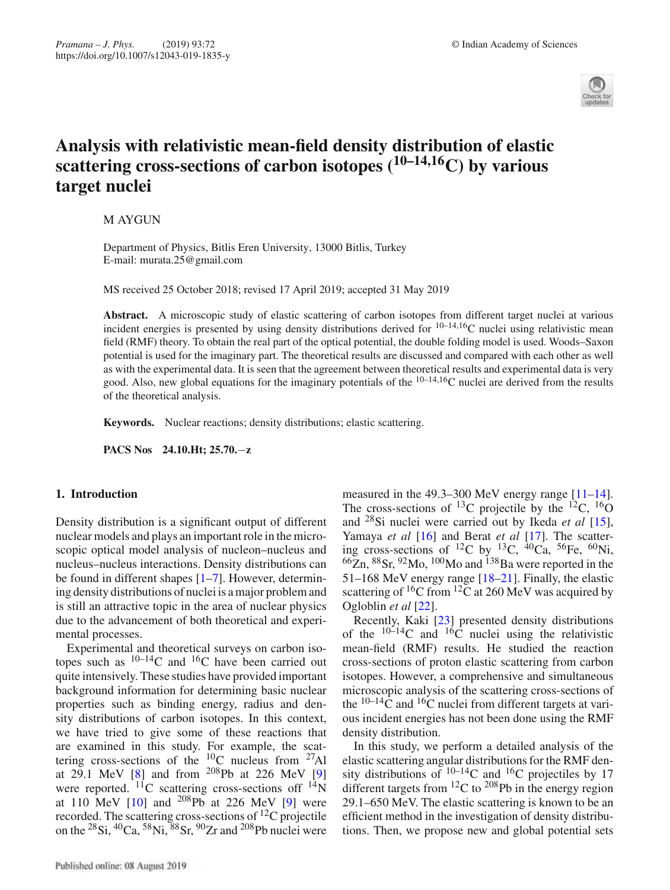# Analysis with relativistic mean-field density distribution of elastic scattering cross-sections of carbon isotopes ($^{10\text{–}14,16}$C) by various target nuclei

M AYGUN

Department of Physics, Bitlis Eren University, 13000 Bitlis, Turkey
E-mail: murata.25@gmail.com

MS received 25 October 2018; revised 17 April 2019; accepted 31 May 2019

**Abstract.** A microscopic study of elastic scattering of carbon isotopes from different target nuclei at various incident energies is presented by using density distributions derived for $^{10\text{–}14,16}$C nuclei using relativistic mean field (RMF) theory. To obtain the real part of the optical potential, the double folding model is used. Woods–Saxon potential is used for the imaginary part. The theoretical results are discussed and compared with each other as well as with the experimental data. It is seen that the agreement between theoretical results and experimental data is very good. Also, new global equations for the imaginary potentials of the $^{10\text{–}14,16}$C nuclei are derived from the results of the theoretical analysis.

**Keywords.** Nuclear reactions; density distributions; elastic scattering.

**PACS Nos** 24.10.Ht; 25.70.−z

## 1. Introduction

Density distribution is a significant output of different nuclear models and plays an important role in the microscopic optical model analysis of nucleon–nucleus and nucleus–nucleus interactions. Density distributions can be found in different shapes [1–7]. However, determining density distributions of nuclei is a major problem and is still an attractive topic in the area of nuclear physics due to the advancement of both theoretical and experimental processes.

Experimental and theoretical surveys on carbon isotopes such as $^{10\text{–}14}$C and $^{16}$C have been carried out quite intensively. These studies have provided important background information for determining basic nuclear properties such as binding energy, radius and density distributions of carbon isotopes. In this context, we have tried to give some of these reactions that are examined in this study. For example, the scattering cross-sections of the $^{10}$C nucleus from $^{27}$Al at 29.1 MeV [8] and from $^{208}$Pb at 226 MeV [9] were reported. $^{11}$C scattering cross-sections off $^{14}$N at 110 MeV [10] and $^{208}$Pb at 226 MeV [9] were recorded. The scattering cross-sections of $^{12}$C projectile on the $^{28}$Si, $^{40}$Ca, $^{58}$Ni, $^{88}$Sr, $^{90}$Zr and $^{208}$Pb nuclei were measured in the 49.3–300 MeV energy range [11–14]. The cross-sections of $^{13}$C projectile by the $^{12}$C, $^{16}$O and $^{28}$Si nuclei were carried out by Ikeda *et al* [15], Yamaya *et al* [16] and Berat *et al* [17]. The scattering cross-sections of $^{12}$C by $^{13}$C, $^{40}$Ca, $^{56}$Fe, $^{60}$Ni, $^{66}$Zn, $^{88}$Sr, $^{92}$Mo, $^{100}$Mo and $^{138}$Ba were reported in the 51–168 MeV energy range [18–21]. Finally, the elastic scattering of $^{16}$C from $^{12}$C at 260 MeV was acquired by Ogloblin *et al* [22].

Recently, Kaki [23] presented density distributions of the $^{10\text{–}14}$C and $^{16}$C nuclei using the relativistic mean-field (RMF) results. He studied the reaction cross-sections of proton elastic scattering from carbon isotopes. However, a comprehensive and simultaneous microscopic analysis of the scattering cross-sections of the $^{10\text{–}14}$C and $^{16}$C nuclei from different targets at various incident energies has not been done using the RMF density distribution.

In this study, we perform a detailed analysis of the elastic scattering angular distributions for the RMF density distributions of $^{10\text{–}14}$C and $^{16}$C projectiles by 17 different targets from $^{12}$C to $^{208}$Pb in the energy region 29.1–650 MeV. The elastic scattering is known to be an efficient method in the investigation of density distributions. Then, we propose new and global potential sets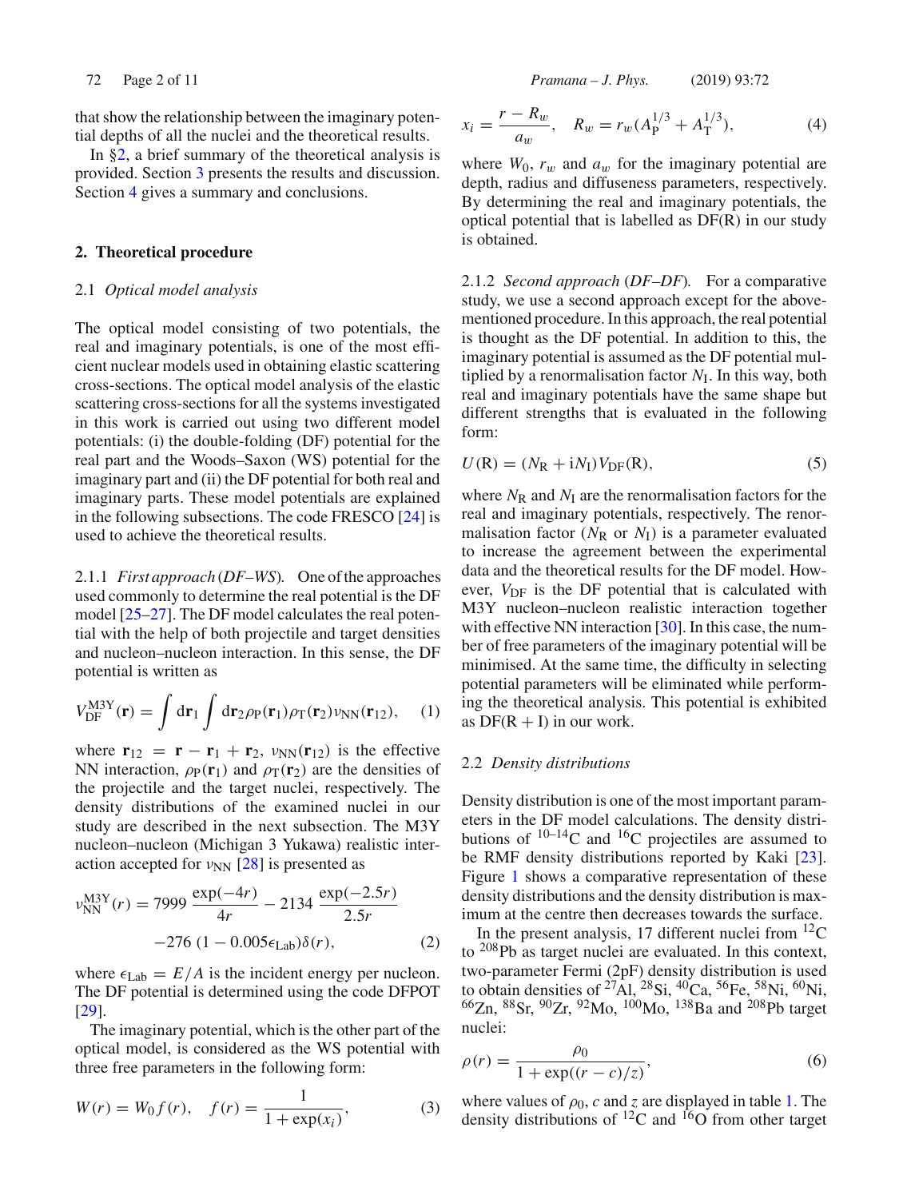that show the relationship between the imaginary potential depths of all the nuclei and the theoretical results.

In §2, a brief summary of the theoretical analysis is provided. Section 3 presents the results and discussion. Section 4 gives a summary and conclusions.

## 2. Theoretical procedure

### 2.1 *Optical model analysis*

The optical model consisting of two potentials, the real and imaginary potentials, is one of the most efficient nuclear models used in obtaining elastic scattering cross-sections. The optical model analysis of the elastic scattering cross-sections for all the systems investigated in this work is carried out using two different model potentials: (i) the double-folding (DF) potential for the real part and the Woods–Saxon (WS) potential for the imaginary part and (ii) the DF potential for both real and imaginary parts. These model potentials are explained in the following subsections. The code FRESCO [24] is used to achieve the theoretical results.

2.1.1 *First approach (DF–WS).* One of the approaches used commonly to determine the real potential is the DF model [25–27]. The DF model calculates the real potential with the help of both projectile and target densities and nucleon–nucleon interaction. In this sense, the DF potential is written as

$$V_{\mathrm{DF}}^{\mathrm{M3Y}}(\mathbf{r}) = \int \mathrm{d}\mathbf{r}_1 \int \mathrm{d}\mathbf{r}_2 \rho_{\mathrm{P}}(\mathbf{r}_1)\rho_{\mathrm{T}}(\mathbf{r}_2)\upsilon_{\mathrm{NN}}(\mathbf{r}_{12}), \qquad (1)$$

where $\mathbf{r}_{12} = \mathbf{r} - \mathbf{r}_1 + \mathbf{r}_2$, $\upsilon_{\mathrm{NN}}(\mathbf{r}_{12})$ is the effective NN interaction, $\rho_{\mathrm{P}}(\mathbf{r}_1)$ and $\rho_{\mathrm{T}}(\mathbf{r}_2)$ are the densities of the projectile and the target nuclei, respectively. The density distributions of the examined nuclei in our study are described in the next subsection. The M3Y nucleon–nucleon (Michigan 3 Yukawa) realistic interaction accepted for $\upsilon_{\mathrm{NN}}$ [28] is presented as

$$\upsilon_{\mathrm{NN}}^{\mathrm{M3Y}}(r) = 7999\,\frac{\exp(-4r)}{4r} - 2134\,\frac{\exp(-2.5r)}{2.5r} - 276\,(1 - 0.005\epsilon_{\mathrm{Lab}})\delta(r), \qquad (2)$$

where $\epsilon_{\mathrm{Lab}} = E/A$ is the incident energy per nucleon. The DF potential is determined using the code DFPOT [29].

The imaginary potential, which is the other part of the optical model, is considered as the WS potential with three free parameters in the following form:

$$W(r) = W_0 f(r), \quad f(r) = \frac{1}{1 + \exp(x_i)}, \qquad (3)$$

$$x_i = \frac{r - R_w}{a_w}, \quad R_w = r_w(A_{\mathrm{P}}^{1/3} + A_{\mathrm{T}}^{1/3}), \qquad (4)$$

where $W_0$, $r_w$ and $a_w$ for the imaginary potential are depth, radius and diffuseness parameters, respectively. By determining the real and imaginary potentials, the optical potential that is labelled as DF(R) in our study is obtained.

2.1.2 *Second approach (DF–DF).* For a comparative study, we use a second approach except for the above-mentioned procedure. In this approach, the real potential is thought as the DF potential. In addition to this, the imaginary potential is assumed as the DF potential multiplied by a renormalisation factor $N_{\mathrm{I}}$. In this way, both real and imaginary potentials have the same shape but different strengths that is evaluated in the following form:

$$U(\mathrm{R}) = (N_{\mathrm{R}} + \mathrm{i}N_{\mathrm{I}})V_{\mathrm{DF}}(\mathrm{R}), \qquad (5)$$

where $N_{\mathrm{R}}$ and $N_{\mathrm{I}}$ are the renormalisation factors for the real and imaginary potentials, respectively. The renormalisation factor ($N_{\mathrm{R}}$ or $N_{\mathrm{I}}$) is a parameter evaluated to increase the agreement between the experimental data and the theoretical results for the DF model. However, $V_{\mathrm{DF}}$ is the DF potential that is calculated with M3Y nucleon–nucleon realistic interaction together with effective NN interaction [30]. In this case, the number of free parameters of the imaginary potential will be minimised. At the same time, the difficulty in selecting potential parameters will be eliminated while performing the theoretical analysis. This potential is exhibited as DF(R + I) in our work.

### 2.2 *Density distributions*

Density distribution is one of the most important parameters in the DF model calculations. The density distributions of $^{10\text{–}14}$C and $^{16}$C projectiles are assumed to be RMF density distributions reported by Kaki [23]. Figure 1 shows a comparative representation of these density distributions and the density distribution is maximum at the centre then decreases towards the surface.

In the present analysis, 17 different nuclei from $^{12}$C to $^{208}$Pb as target nuclei are evaluated. In this context, two-parameter Fermi (2pF) density distribution is used to obtain densities of $^{27}$Al, $^{28}$Si, $^{40}$Ca, $^{56}$Fe, $^{58}$Ni, $^{60}$Ni, $^{66}$Zn, $^{88}$Sr, $^{90}$Zr, $^{92}$Mo, $^{100}$Mo, $^{138}$Ba and $^{208}$Pb target nuclei:

$$\rho(r) = \frac{\rho_0}{1 + \exp((r - c)/z)}, \qquad (6)$$

where values of $\rho_0$, $c$ and $z$ are displayed in table 1. The density distributions of $^{12}$C and $^{16}$O from other target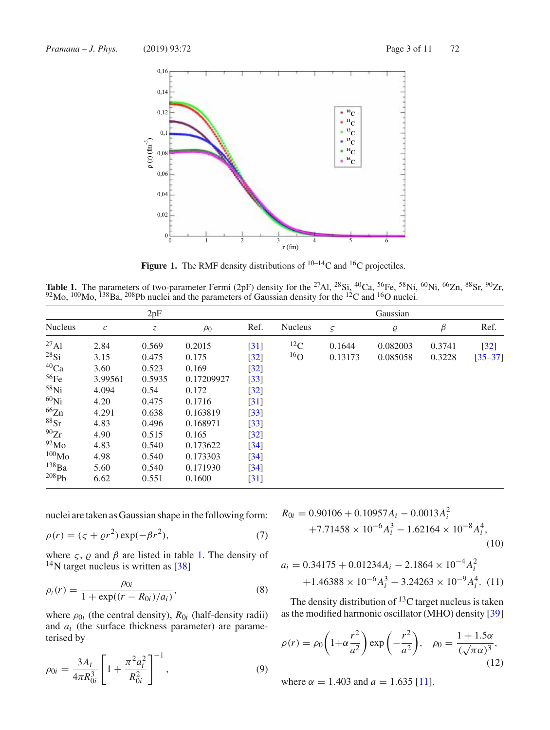**Figure 1.** The RMF density distributions of $^{10-14}C$ and $^{16}C$ projectiles.

**Table 1.** The parameters of two-parameter Fermi (2pF) density for the $^{27}Al$, $^{28}Si$, $^{40}Ca$, $^{56}Fe$, $^{58}Ni$, $^{60}Ni$, $^{66}Zn$, $^{88}Sr$, $^{90}Zr$, $^{92}Mo$, $^{100}Mo$, $^{138}Ba$, $^{208}Pb$ nuclei and the parameters of Gaussian density for the $^{12}C$ and $^{16}O$ nuclei.

| 2pF | | | | | Gaussian | | | | |
|---|---|---|---|---|---|---|---|---|---|
| Nucleus | $c$ | $z$ | $\rho_0$ | Ref. | Nucleus | $\varsigma$ | $\varrho$ | $\beta$ | Ref. |
| $^{27}Al$ | 2.84 | 0.569 | 0.2015 | [31] | $^{12}C$ | 0.1644 | 0.082003 | 0.3741 | [32] |
| $^{28}Si$ | 3.15 | 0.475 | 0.175 | [32] | $^{16}O$ | 0.13173 | 0.085058 | 0.3228 | [35–37] |
| $^{40}Ca$ | 3.60 | 0.523 | 0.169 | [32] | | | | | |
| $^{56}Fe$ | 3.99561 | 0.5935 | 0.17209927 | [33] | | | | | |
| $^{58}Ni$ | 4.094 | 0.54 | 0.172 | [32] | | | | | |
| $^{60}Ni$ | 4.20 | 0.475 | 0.1716 | [31] | | | | | |
| $^{66}Zn$ | 4.291 | 0.638 | 0.163819 | [33] | | | | | |
| $^{88}Sr$ | 4.83 | 0.496 | 0.168971 | [33] | | | | | |
| $^{90}Zr$ | 4.90 | 0.515 | 0.165 | [32] | | | | | |
| $^{92}Mo$ | 4.83 | 0.540 | 0.173622 | [34] | | | | | |
| $^{100}Mo$ | 4.98 | 0.540 | 0.173303 | [34] | | | | | |
| $^{138}Ba$ | 5.60 | 0.540 | 0.171930 | [34] | | | | | |
| $^{208}Pb$ | 6.62 | 0.551 | 0.1600 | [31] | | | | | |

nuclei are taken as Gaussian shape in the following form:

$$\rho(r) = (\varsigma + \varrho r^2)\exp(-\beta r^2), \tag{7}$$

where $\varsigma$, $\varrho$ and $\beta$ are listed in table 1. The density of $^{14}N$ target nucleus is written as [38]

$$\rho_i(r) = \frac{\rho_{0i}}{1+\exp((r-R_{0i})/a_i)}, \tag{8}$$

where $\rho_{0i}$ (the central density), $R_{0i}$ (half-density radii) and $a_i$ (the surface thickness parameter) are parameterised by

$$\rho_{0i} = \frac{3A_i}{4\pi R_{0i}^3}\left[1+\frac{\pi^2 a_i^2}{R_{0i}^2}\right]^{-1}, \tag{9}$$

$$R_{0i} = 0.90106 + 0.10957A_i - 0.0013A_i^2 + 7.71458\times10^{-6}A_i^3 - 1.62164\times10^{-8}A_i^4, \tag{10}$$

$$a_i = 0.34175 + 0.01234A_i - 2.1864\times10^{-4}A_i^2 + 1.46388\times10^{-6}A_i^3 - 3.24263\times10^{-9}A_i^4. \tag{11}$$

The density distribution of $^{13}C$ target nucleus is taken as the modified harmonic oscillator (MHO) density [39]

$$\rho(r) = \rho_0\left(1+\alpha\frac{r^2}{a^2}\right)\exp\left(-\frac{r^2}{a^2}\right), \quad \rho_0 = \frac{1+1.5\alpha}{(\sqrt{\pi}\alpha)^3}, \tag{12}$$

where $\alpha = 1.403$ and $a = 1.635$ [11].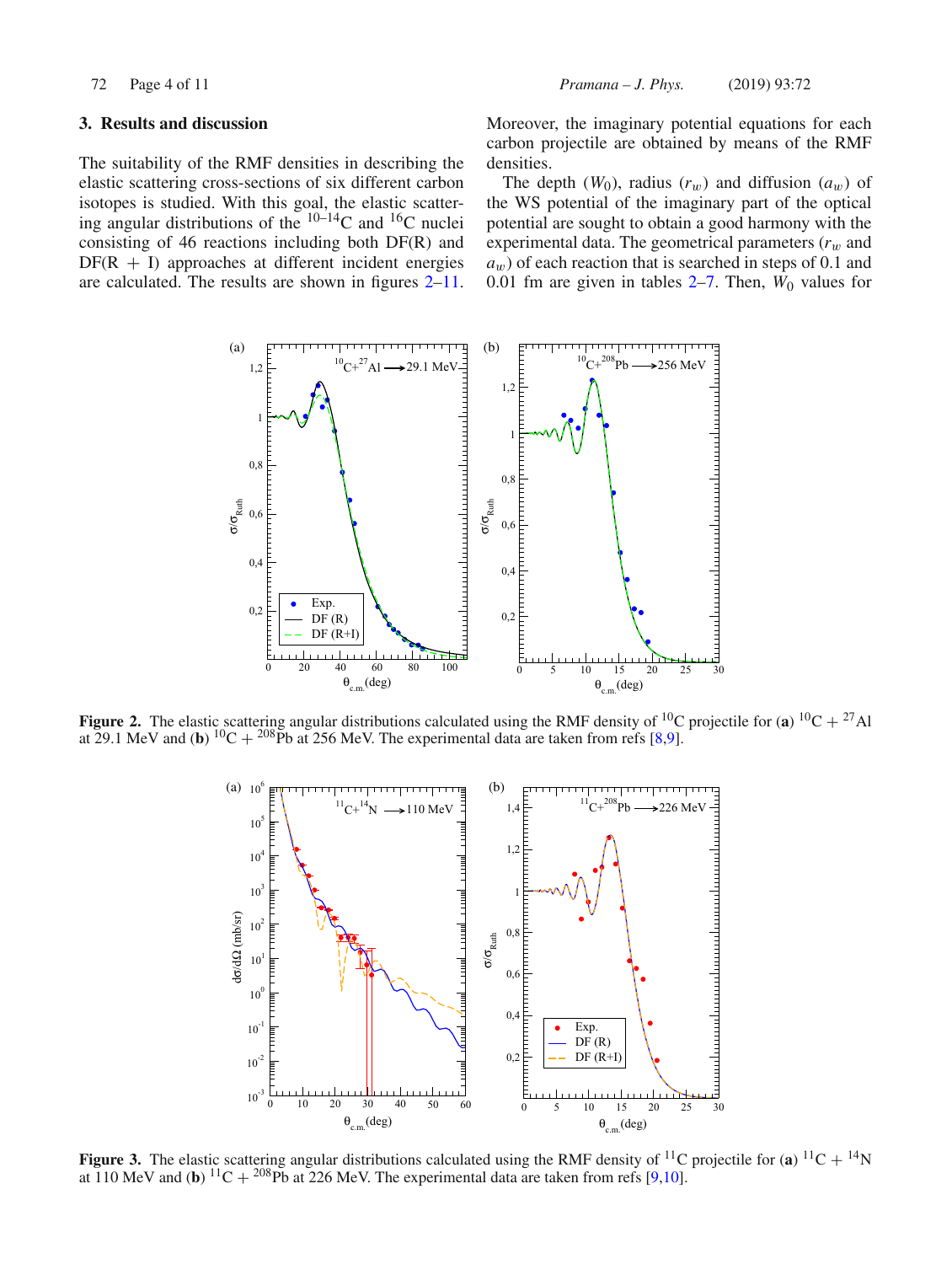## 3. Results and discussion

The suitability of the RMF densities in describing the elastic scattering cross-sections of six different carbon isotopes is studied. With this goal, the elastic scattering angular distributions of the $^{10-14}$C and $^{16}$C nuclei consisting of 46 reactions including both DF(R) and DF(R + I) approaches at different incident energies are calculated. The results are shown in figures 2–11. Moreover, the imaginary potential equations for each carbon projectile are obtained by means of the RMF densities.

The depth ($W_0$), radius ($r_w$) and diffusion ($a_w$) of the WS potential of the imaginary part of the optical potential are sought to obtain a good harmony with the experimental data. The geometrical parameters ($r_w$ and $a_w$) of each reaction that is searched in steps of 0.1 and 0.01 fm are given in tables 2–7. Then, $W_0$ values for

**Figure 2.** The elastic scattering angular distributions calculated using the RMF density of $^{10}$C projectile for (**a**) $^{10}$C + $^{27}$Al at 29.1 MeV and (**b**) $^{10}$C + $^{208}$Pb at 256 MeV. The experimental data are taken from refs [8,9].

**Figure 3.** The elastic scattering angular distributions calculated using the RMF density of $^{11}$C projectile for (**a**) $^{11}$C + $^{14}$N at 110 MeV and (**b**) $^{11}$C + $^{208}$Pb at 226 MeV. The experimental data are taken from refs [9,10].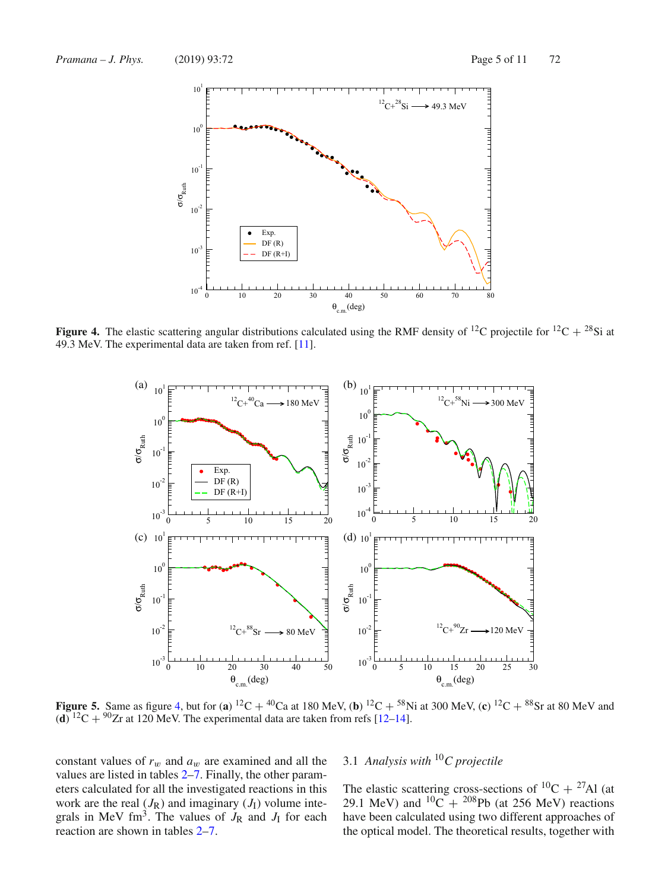Figure 4. The elastic scattering angular distributions calculated using the RMF density of $^{12}C$ projectile for $^{12}C + {}^{28}Si$ at 49.3 MeV. The experimental data are taken from ref. [11].

Figure 5. Same as figure 4, but for (a) $^{12}C + {}^{40}Ca$ at 180 MeV, (b) $^{12}C + {}^{58}Ni$ at 300 MeV, (c) $^{12}C + {}^{88}Sr$ at 80 MeV and (d) $^{12}C + {}^{90}Zr$ at 120 MeV. The experimental data are taken from refs [12–14].

constant values of $r_w$ and $a_w$ are examined and all the values are listed in tables 2–7. Finally, the other parameters calculated for all the investigated reactions in this work are the real ($J_R$) and imaginary ($J_I$) volume integrals in MeV fm$^3$. The values of $J_R$ and $J_I$ for each reaction are shown in tables 2–7.

### 3.1 *Analysis with $^{10}C$ projectile*

The elastic scattering cross-sections of $^{10}C + {}^{27}Al$ (at 29.1 MeV) and $^{10}C + {}^{208}Pb$ (at 256 MeV) reactions have been calculated using two different approaches of the optical model. The theoretical results, together with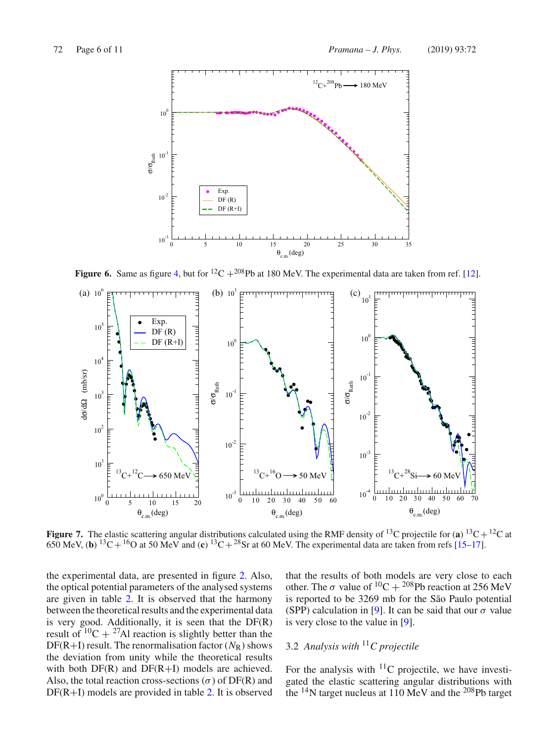**Figure 6.** Same as figure 4, but for $^{12}C + ^{208}Pb$ at 180 MeV. The experimental data are taken from ref. [12].

**Figure 7.** The elastic scattering angular distributions calculated using the RMF density of $^{13}C$ projectile for (**a**) $^{13}C + ^{12}C$ at 650 MeV, (**b**) $^{13}C + ^{16}O$ at 50 MeV and (**c**) $^{13}C + ^{28}Sr$ at 60 MeV. The experimental data are taken from refs [15–17].

the experimental data, are presented in figure 2. Also, the optical potential parameters of the analysed systems are given in table 2. It is observed that the harmony between the theoretical results and the experimental data is very good. Additionally, it is seen that the DF(R) result of $^{10}C + ^{27}Al$ reaction is slightly better than the DF(R+I) result. The renormalisation factor ($N_R$) shows the deviation from unity while the theoretical results with both DF(R) and DF(R+I) models are achieved. Also, the total reaction cross-sections ($\sigma$) of DF(R) and DF(R+I) models are provided in table 2. It is observed that the results of both models are very close to each other. The $\sigma$ value of $^{10}C + ^{208}Pb$ reaction at 256 MeV is reported to be 3269 mb for the São Paulo potential (SPP) calculation in [9]. It can be said that our $\sigma$ value is very close to the value in [9].

### 3.2 *Analysis with* $^{11}C$ *projectile*

For the analysis with $^{11}C$ projectile, we have investigated the elastic scattering angular distributions with the $^{14}N$ target nucleus at 110 MeV and the $^{208}Pb$ target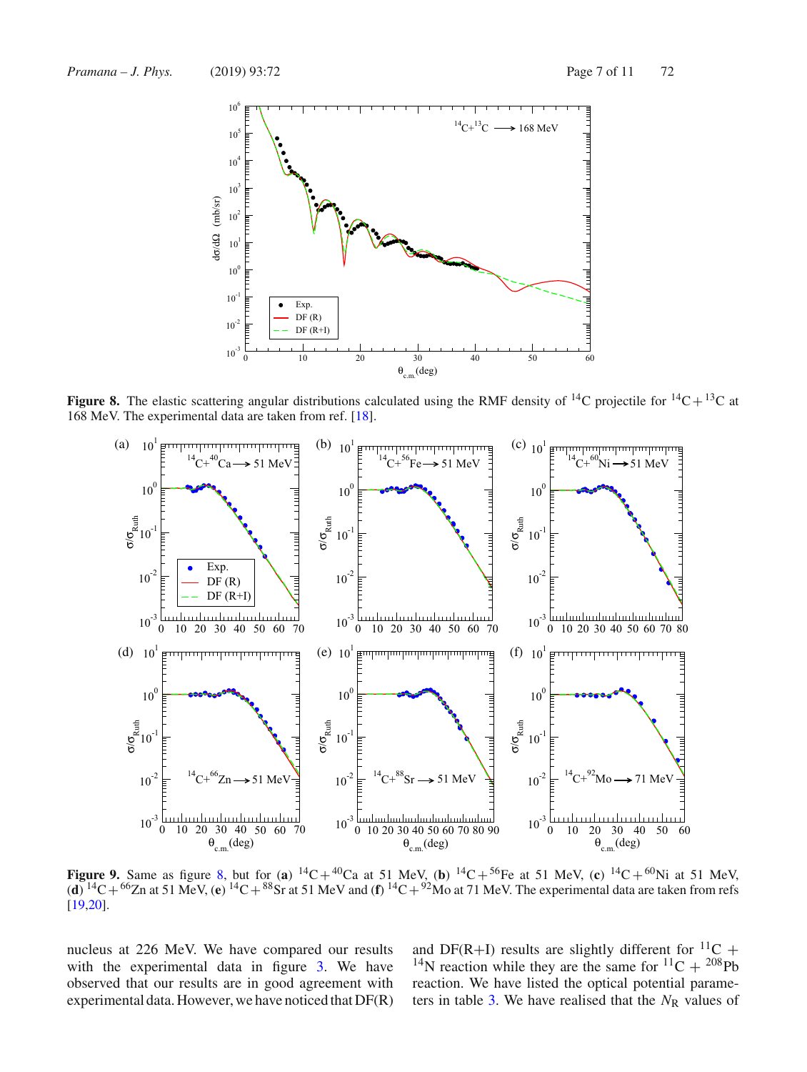**Figure 8.** The elastic scattering angular distributions calculated using the RMF density of $^{14}C$ projectile for $^{14}C + ^{13}C$ at 168 MeV. The experimental data are taken from ref. [18].

**Figure 9.** Same as figure 8, but for (**a**) $^{14}C + ^{40}Ca$ at 51 MeV, (**b**) $^{14}C + ^{56}Fe$ at 51 MeV, (**c**) $^{14}C + ^{60}Ni$ at 51 MeV, (**d**) $^{14}C + ^{66}Zn$ at 51 MeV, (**e**) $^{14}C + ^{88}Sr$ at 51 MeV and (**f**) $^{14}C + ^{92}Mo$ at 71 MeV. The experimental data are taken from refs [19,20].

nucleus at 226 MeV. We have compared our results with the experimental data in figure 3. We have observed that our results are in good agreement with experimental data. However, we have noticed that DF(R) and DF(R+I) results are slightly different for $^{11}C$ + $^{14}N$ reaction while they are the same for $^{11}C$ + $^{208}Pb$ reaction. We have listed the optical potential parameters in table 3. We have realised that the $N_R$ values of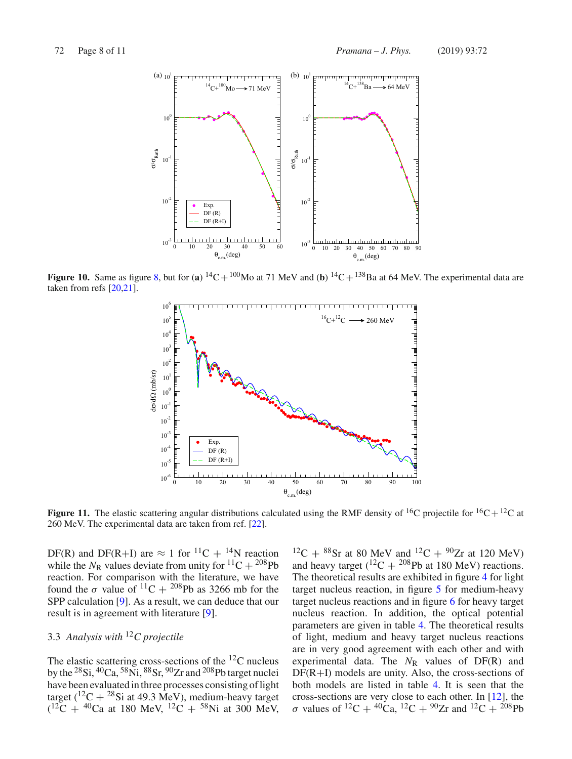**Figure 10.** Same as figure 8, but for (**a**) $^{14}$C + $^{100}$Mo at 71 MeV and (**b**) $^{14}$C + $^{138}$Ba at 64 MeV. The experimental data are taken from refs [20,21].

**Figure 11.** The elastic scattering angular distributions calculated using the RMF density of $^{16}$C projectile for $^{16}$C + $^{12}$C at 260 MeV. The experimental data are taken from ref. [22].

DF(R) and DF(R+I) are ≈ 1 for $^{11}$C + $^{14}$N reaction while the $N_R$ values deviate from unity for $^{11}$C + $^{208}$Pb reaction. For comparison with the literature, we have found the $\sigma$ value of $^{11}$C + $^{208}$Pb as 3266 mb for the SPP calculation [9]. As a result, we can deduce that our result is in agreement with literature [9].

### 3.3 *Analysis with $^{12}$C projectile*

The elastic scattering cross-sections of the $^{12}$C nucleus by the $^{28}$Si, $^{40}$Ca, $^{58}$Ni, $^{88}$Sr, $^{90}$Zr and $^{208}$Pb target nuclei have been evaluated in three processes consisting of light target ($^{12}$C + $^{28}$Si at 49.3 MeV), medium-heavy target ($^{12}$C + $^{40}$Ca at 180 MeV, $^{12}$C + $^{58}$Ni at 300 MeV, $^{12}$C + $^{88}$Sr at 80 MeV and $^{12}$C + $^{90}$Zr at 120 MeV) and heavy target ($^{12}$C + $^{208}$Pb at 180 MeV) reactions. The theoretical results are exhibited in figure 4 for light target nucleus reaction, in figure 5 for medium-heavy target nucleus reactions and in figure 6 for heavy target nucleus reaction. In addition, the optical potential parameters are given in table 4. The theoretical results of light, medium and heavy target nucleus reactions are in very good agreement with each other and with experimental data. The $N_R$ values of DF(R) and DF(R+I) models are unity. Also, the cross-sections of both models are listed in table 4. It is seen that the cross-sections are very close to each other. In [12], the $\sigma$ values of $^{12}$C + $^{40}$Ca, $^{12}$C + $^{90}$Zr and $^{12}$C + $^{208}$Pb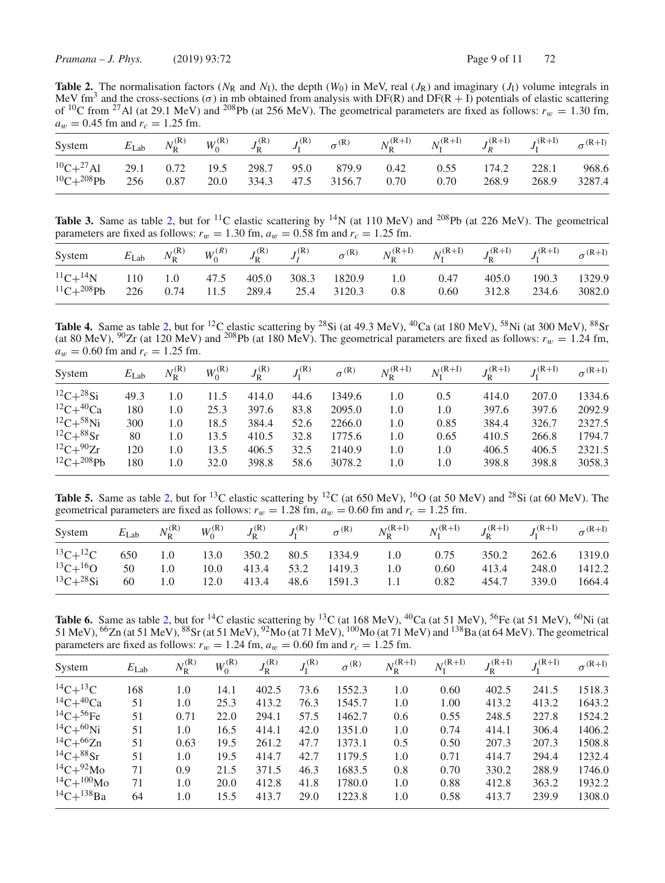**Table 2.** The normalisation factors ($N_R$ and $N_I$), the depth ($W_0$) in MeV, real ($J_R$) and imaginary ($J_I$) volume integrals in MeV fm$^3$ and the cross-sections ($\sigma$) in mb obtained from analysis with DF(R) and DF(R + I) potentials of elastic scattering of $^{10}$C from $^{27}$Al (at 29.1 MeV) and $^{208}$Pb (at 256 MeV). The geometrical parameters are fixed as follows: $r_w = 1.30$ fm, $a_w = 0.45$ fm and $r_c = 1.25$ fm.

| System | $E_{\text{Lab}}$ | $N_R^{(R)}$ | $W_0^{(R)}$ | $J_R^{(R)}$ | $J_I^{(R)}$ | $\sigma^{(R)}$ | $N_R^{(R+I)}$ | $N_I^{(R+I)}$ | $J_R^{(R+I)}$ | $J_I^{(R+I)}$ | $\sigma^{(R+I)}$ |
|---|---|---|---|---|---|---|---|---|---|---|---|
| $^{10}$C+$^{27}$Al | 29.1 | 0.72 | 19.5 | 298.7 | 95.0 | 879.9 | 0.42 | 0.55 | 174.2 | 228.1 | 968.6 |
| $^{10}$C+$^{208}$Pb | 256 | 0.87 | 20.0 | 334.3 | 47.5 | 3156.7 | 0.70 | 0.70 | 268.9 | 268.9 | 3287.4 |

**Table 3.** Same as table 2, but for $^{11}$C elastic scattering by $^{14}$N (at 110 MeV) and $^{208}$Pb (at 226 MeV). The geometrical parameters are fixed as follows: $r_w = 1.30$ fm, $a_w = 0.58$ fm and $r_c = 1.25$ fm.

| System | $E_{\text{Lab}}$ | $N_R^{(R)}$ | $W_0^{(R)}$ | $J_R^{(R)}$ | $J_I^{(R)}$ | $\sigma^{(R)}$ | $N_R^{(R+I)}$ | $N_I^{(R+I)}$ | $J_R^{(R+I)}$ | $J_I^{(R+I)}$ | $\sigma^{(R+I)}$ |
|---|---|---|---|---|---|---|---|---|---|---|---|
| $^{11}$C+$^{14}$N | 110 | 1.0 | 47.5 | 405.0 | 308.3 | 1820.9 | 1.0 | 0.47 | 405.0 | 190.3 | 1329.9 |
| $^{11}$C+$^{208}$Pb | 226 | 0.74 | 11.5 | 289.4 | 25.4 | 3120.3 | 0.8 | 0.60 | 312.8 | 234.6 | 3082.0 |

**Table 4.** Same as table 2, but for $^{12}$C elastic scattering by $^{28}$Si (at 49.3 MeV), $^{40}$Ca (at 180 MeV), $^{58}$Ni (at 300 MeV), $^{88}$Sr (at 80 MeV), $^{90}$Zr (at 120 MeV) and $^{208}$Pb (at 180 MeV). The geometrical parameters are fixed as follows: $r_w = 1.24$ fm, $a_w = 0.60$ fm and $r_c = 1.25$ fm.

| System | $E_{\text{Lab}}$ | $N_R^{(R)}$ | $W_0^{(R)}$ | $J_R^{(R)}$ | $J_I^{(R)}$ | $\sigma^{(R)}$ | $N_R^{(R+I)}$ | $N_I^{(R+I)}$ | $J_R^{(R+I)}$ | $J_I^{(R+I)}$ | $\sigma^{(R+I)}$ |
|---|---|---|---|---|---|---|---|---|---|---|---|
| $^{12}$C+$^{28}$Si | 49.3 | 1.0 | 11.5 | 414.0 | 44.6 | 1349.6 | 1.0 | 0.5 | 414.0 | 207.0 | 1334.6 |
| $^{12}$C+$^{40}$Ca | 180 | 1.0 | 25.3 | 397.6 | 83.8 | 2095.0 | 1.0 | 1.0 | 397.6 | 397.6 | 2092.9 |
| $^{12}$C+$^{58}$Ni | 300 | 1.0 | 18.5 | 384.4 | 52.6 | 2266.0 | 1.0 | 0.85 | 384.4 | 326.7 | 2327.5 |
| $^{12}$C+$^{88}$Sr | 80 | 1.0 | 13.5 | 410.5 | 32.8 | 1775.6 | 1.0 | 0.65 | 410.5 | 266.8 | 1794.7 |
| $^{12}$C+$^{90}$Zr | 120 | 1.0 | 13.5 | 406.5 | 32.5 | 2140.9 | 1.0 | 1.0 | 406.5 | 406.5 | 2321.5 |
| $^{12}$C+$^{208}$Pb | 180 | 1.0 | 32.0 | 398.8 | 58.6 | 3078.2 | 1.0 | 1.0 | 398.8 | 398.8 | 3058.3 |

**Table 5.** Same as table 2, but for $^{13}$C elastic scattering by $^{12}$C (at 650 MeV), $^{16}$O (at 50 MeV) and $^{28}$Si (at 60 MeV). The geometrical parameters are fixed as follows: $r_w = 1.28$ fm, $a_w = 0.60$ fm and $r_c = 1.25$ fm.

| System | $E_{\text{Lab}}$ | $N_R^{(R)}$ | $W_0^{(R)}$ | $J_R^{(R)}$ | $J_I^{(R)}$ | $\sigma^{(R)}$ | $N_R^{(R+I)}$ | $N_I^{(R+I)}$ | $J_R^{(R+I)}$ | $J_I^{(R+I)}$ | $\sigma^{(R+I)}$ |
|---|---|---|---|---|---|---|---|---|---|---|---|
| $^{13}$C+$^{12}$C | 650 | 1.0 | 13.0 | 350.2 | 80.5 | 1334.9 | 1.0 | 0.75 | 350.2 | 262.6 | 1319.0 |
| $^{13}$C+$^{16}$O | 50 | 1.0 | 10.0 | 413.4 | 53.2 | 1419.3 | 1.0 | 0.60 | 413.4 | 248.0 | 1412.2 |
| $^{13}$C+$^{28}$Si | 60 | 1.0 | 12.0 | 413.4 | 48.6 | 1591.3 | 1.1 | 0.82 | 454.7 | 339.0 | 1664.4 |

**Table 6.** Same as table 2, but for $^{14}$C elastic scattering by $^{13}$C (at 168 MeV), $^{40}$Ca (at 51 MeV), $^{56}$Fe (at 51 MeV), $^{60}$Ni (at 51 MeV), $^{66}$Zn (at 51 MeV), $^{88}$Sr (at 51 MeV), $^{92}$Mo (at 71 MeV), $^{100}$Mo (at 71 MeV) and $^{138}$Ba (at 64 MeV). The geometrical parameters are fixed as follows: $r_w = 1.24$ fm, $a_w = 0.60$ fm and $r_c = 1.25$ fm.

| System | $E_{\text{Lab}}$ | $N_R^{(R)}$ | $W_0^{(R)}$ | $J_R^{(R)}$ | $J_I^{(R)}$ | $\sigma^{(R)}$ | $N_R^{(R+I)}$ | $N_I^{(R+I)}$ | $J_R^{(R+I)}$ | $J_I^{(R+I)}$ | $\sigma^{(R+I)}$ |
|---|---|---|---|---|---|---|---|---|---|---|---|
| $^{14}$C+$^{13}$C | 168 | 1.0 | 14.1 | 402.5 | 73.6 | 1552.3 | 1.0 | 0.60 | 402.5 | 241.5 | 1518.3 |
| $^{14}$C+$^{40}$Ca | 51 | 1.0 | 25.3 | 413.2 | 76.3 | 1545.7 | 1.0 | 1.00 | 413.2 | 413.2 | 1643.2 |
| $^{14}$C+$^{56}$Fe | 51 | 0.71 | 22.0 | 294.1 | 57.5 | 1462.7 | 0.6 | 0.55 | 248.5 | 227.8 | 1524.2 |
| $^{14}$C+$^{60}$Ni | 51 | 1.0 | 16.5 | 414.1 | 42.0 | 1351.0 | 1.0 | 0.74 | 414.1 | 306.4 | 1406.2 |
| $^{14}$C+$^{66}$Zn | 51 | 0.63 | 19.5 | 261.2 | 47.7 | 1373.1 | 0.5 | 0.50 | 207.3 | 207.3 | 1508.8 |
| $^{14}$C+$^{88}$Sr | 51 | 1.0 | 19.5 | 414.7 | 42.7 | 1179.5 | 1.0 | 0.71 | 414.7 | 294.4 | 1232.4 |
| $^{14}$C+$^{92}$Mo | 71 | 0.9 | 21.5 | 371.5 | 46.3 | 1683.5 | 0.8 | 0.70 | 330.2 | 288.9 | 1746.0 |
| $^{14}$C+$^{100}$Mo | 71 | 1.0 | 20.0 | 412.8 | 41.8 | 1780.0 | 1.0 | 0.88 | 412.8 | 363.2 | 1932.2 |
| $^{14}$C+$^{138}$Ba | 64 | 1.0 | 15.5 | 413.7 | 29.0 | 1223.8 | 1.0 | 0.58 | 413.7 | 239.9 | 1308.0 |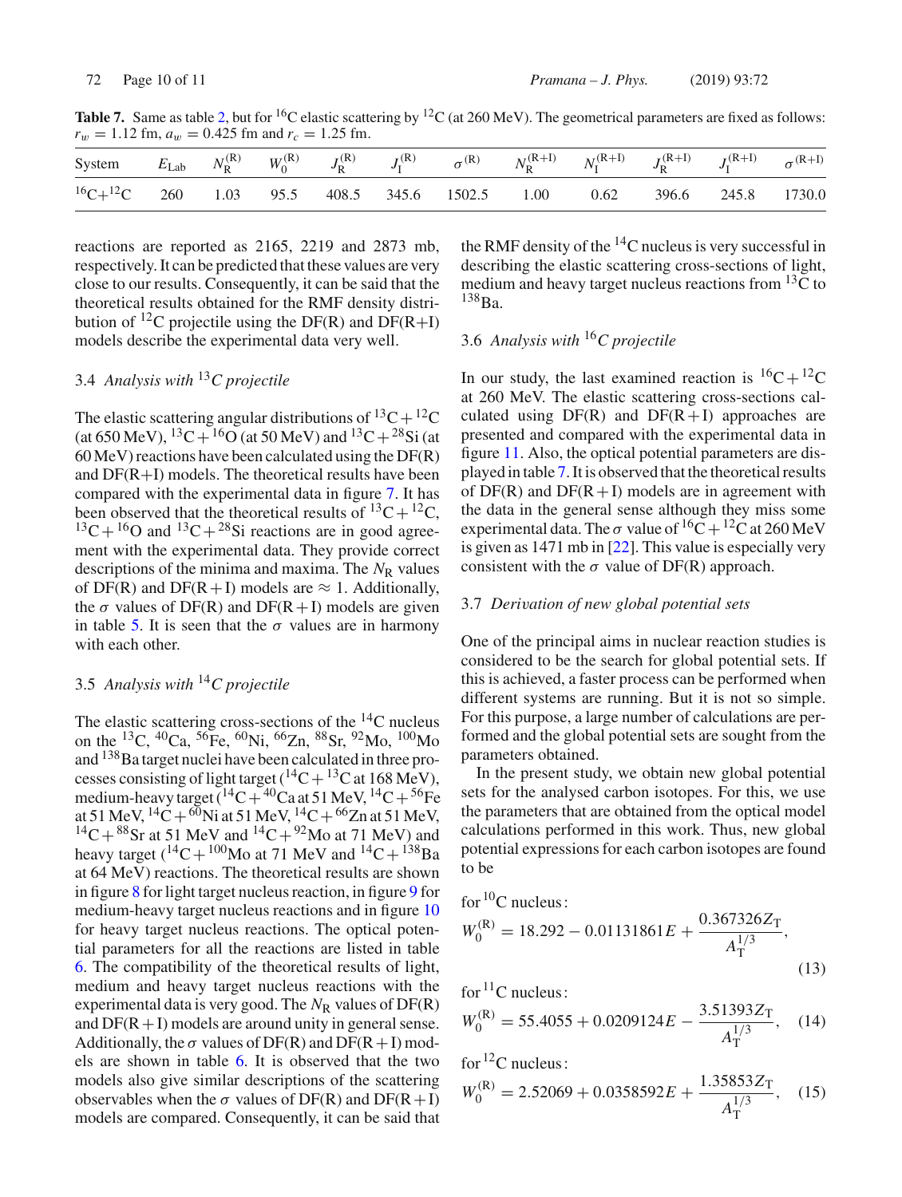**Table 7.** Same as table 2, but for $^{16}$C elastic scattering by $^{12}$C (at 260 MeV). The geometrical parameters are fixed as follows: $r_w = 1.12$ fm, $a_w = 0.425$ fm and $r_c = 1.25$ fm.

| System | $E_{\text{Lab}}$ | $N_{\text{R}}^{(\text{R})}$ | $W_0^{(\text{R})}$ | $J_{\text{R}}^{(\text{R})}$ | $J_{\text{I}}^{(\text{R})}$ | $\sigma^{(\text{R})}$ | $N_{\text{R}}^{(\text{R+I})}$ | $N_{\text{I}}^{(\text{R+I})}$ | $J_{\text{R}}^{(\text{R+I})}$ | $J_{\text{I}}^{(\text{R+I})}$ | $\sigma^{(\text{R+I})}$ |
|---|---|---|---|---|---|---|---|---|---|---|---|
| $^{16}$C+$^{12}$C | 260 | 1.03 | 95.5 | 408.5 | 345.6 | 1502.5 | 1.00 | 0.62 | 396.6 | 245.8 | 1730.0 |

reactions are reported as 2165, 2219 and 2873 mb, respectively. It can be predicted that these values are very close to our results. Consequently, it can be said that the theoretical results obtained for the RMF density distribution of $^{12}$C projectile using the DF(R) and DF(R+I) models describe the experimental data very well.

### 3.4 *Analysis with $^{13}$C projectile*

The elastic scattering angular distributions of $^{13}$C + $^{12}$C (at 650 MeV), $^{13}$C + $^{16}$O (at 50 MeV) and $^{13}$C + $^{28}$Si (at 60 MeV) reactions have been calculated using the DF(R) and DF(R+I) models. The theoretical results have been compared with the experimental data in figure 7. It has been observed that the theoretical results of $^{13}$C + $^{12}$C, $^{13}$C + $^{16}$O and $^{13}$C + $^{28}$Si reactions are in good agreement with the experimental data. They provide correct descriptions of the minima and maxima. The $N_{\text{R}}$ values of DF(R) and DF(R + I) models are ≈ 1. Additionally, the $\sigma$ values of DF(R) and DF(R + I) models are given in table 5. It is seen that the $\sigma$ values are in harmony with each other.

### 3.5 *Analysis with $^{14}$C projectile*

The elastic scattering cross-sections of the $^{14}$C nucleus on the $^{13}$C, $^{40}$Ca, $^{56}$Fe, $^{60}$Ni, $^{66}$Zn, $^{88}$Sr, $^{92}$Mo, $^{100}$Mo and $^{138}$Ba target nuclei have been calculated in three processes consisting of light target ($^{14}$C + $^{13}$C at 168 MeV), medium-heavy target ($^{14}$C + $^{40}$Ca at 51 MeV, $^{14}$C + $^{56}$Fe at 51 MeV, $^{14}$C + $^{60}$Ni at 51 MeV, $^{14}$C + $^{66}$Zn at 51 MeV, $^{14}$C + $^{88}$Sr at 51 MeV and $^{14}$C + $^{92}$Mo at 71 MeV) and heavy target ($^{14}$C + $^{100}$Mo at 71 MeV and $^{14}$C + $^{138}$Ba at 64 MeV) reactions. The theoretical results are shown in figure 8 for light target nucleus reaction, in figure 9 for medium-heavy target nucleus reactions and in figure 10 for heavy target nucleus reactions. The optical potential parameters for all the reactions are listed in table 6. The compatibility of the theoretical results of light, medium and heavy target nucleus reactions with the experimental data is very good. The $N_{\text{R}}$ values of DF(R) and DF(R + I) models are around unity in general sense. Additionally, the $\sigma$ values of DF(R) and DF(R + I) models are shown in table 6. It is observed that the two models also give similar descriptions of the scattering observables when the $\sigma$ values of DF(R) and DF(R + I) models are compared. Consequently, it can be said that the RMF density of the $^{14}$C nucleus is very successful in describing the elastic scattering cross-sections of light, medium and heavy target nucleus reactions from $^{13}$C to $^{138}$Ba.

### 3.6 *Analysis with $^{16}$C projectile*

In our study, the last examined reaction is $^{16}$C + $^{12}$C at 260 MeV. The elastic scattering cross-sections calculated using DF(R) and DF(R + I) approaches are presented and compared with the experimental data in figure 11. Also, the optical potential parameters are displayed in table 7. It is observed that the theoretical results of DF(R) and DF(R + I) models are in agreement with the data in the general sense although they miss some experimental data. The $\sigma$ value of $^{16}$C + $^{12}$C at 260 MeV is given as 1471 mb in [22]. This value is especially very consistent with the $\sigma$ value of DF(R) approach.

### 3.7 *Derivation of new global potential sets*

One of the principal aims in nuclear reaction studies is considered to be the search for global potential sets. If this is achieved, a faster process can be performed when different systems are running. But it is not so simple. For this purpose, a large number of calculations are performed and the global potential sets are sought from the parameters obtained.

In the present study, we obtain new global potential sets for the analysed carbon isotopes. For this, we use the parameters that are obtained from the optical model calculations performed in this work. Thus, new global potential expressions for each carbon isotopes are found to be

for $^{10}$C nucleus:

$$W_0^{(\text{R})} = 18.292 - 0.01131861E + \frac{0.367326 Z_{\text{T}}}{A_{\text{T}}^{1/3}}, \tag{13}$$

for $^{11}$C nucleus:

$$W_0^{(\text{R})} = 55.4055 + 0.0209124E - \frac{3.51393 Z_{\text{T}}}{A_{\text{T}}^{1/3}}, \tag{14}$$

for $^{12}$C nucleus:

$$W_0^{(\text{R})} = 2.52069 + 0.0358592E + \frac{1.35853 Z_{\text{T}}}{A_{\text{T}}^{1/3}}, \tag{15}$$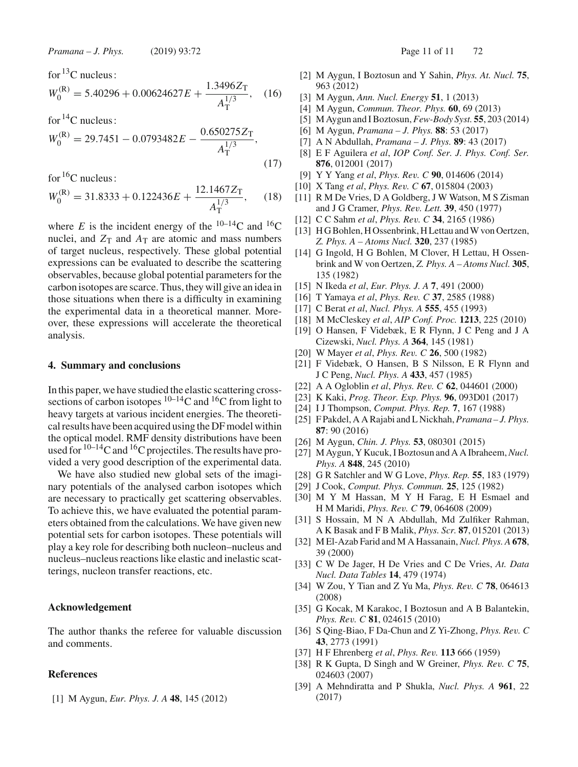for $^{13}$C nucleus:

$$W_0^{(\mathrm{R})} = 5.40296 + 0.00624627E + \frac{1.3496 Z_{\mathrm{T}}}{A_{\mathrm{T}}^{1/3}}, \quad (16)$$

for $^{14}$C nucleus:

$$W_0^{(\mathrm{R})} = 29.7451 - 0.0793482E - \frac{0.650275 Z_{\mathrm{T}}}{A_{\mathrm{T}}^{1/3}}, \quad (17)$$

for $^{16}$C nucleus:

$$W_0^{(\mathrm{R})} = 31.8333 + 0.122436E + \frac{12.1467 Z_{\mathrm{T}}}{A_{\mathrm{T}}^{1/3}}, \quad (18)$$

where $E$ is the incident energy of the $^{10-14}$C and $^{16}$C nuclei, and $Z_{\mathrm{T}}$ and $A_{\mathrm{T}}$ are atomic and mass numbers of target nucleus, respectively. These global potential expressions can be evaluated to describe the scattering observables, because global potential parameters for the carbon isotopes are scarce. Thus, they will give an idea in those situations when there is a difficulty in examining the experimental data in a theoretical manner. Moreover, these expressions will accelerate the theoretical analysis.

## 4. Summary and conclusions

In this paper, we have studied the elastic scattering cross-sections of carbon isotopes $^{10-14}$C and $^{16}$C from light to heavy targets at various incident energies. The theoretical results have been acquired using the DF model within the optical model. RMF density distributions have been used for $^{10-14}$C and $^{16}$C projectiles. The results have provided a very good description of the experimental data.

We have also studied new global sets of the imaginary potentials of the analysed carbon isotopes which are necessary to practically get scattering observables. To achieve this, we have evaluated the potential parameters obtained from the calculations. We have given new potential sets for carbon isotopes. These potentials will play a key role for describing both nucleon–nucleus and nucleus–nucleus reactions like elastic and inelastic scatterings, nucleon transfer reactions, etc.

## Acknowledgement

The author thanks the referee for valuable discussion and comments.

## References

[1] M Aygun, *Eur. Phys. J. A* **48**, 145 (2012)

[2] M Aygun, I Boztosun and Y Sahin, *Phys. At. Nucl.* **75**, 963 (2012)

[3] M Aygun, *Ann. Nucl. Energy* **51**, 1 (2013)

[4] M Aygun, *Commun. Theor. Phys.* **60**, 69 (2013)

[5] M Aygun and I Boztosun, *Few-Body Syst.* **55**, 203 (2014)

[6] M Aygun, *Pramana – J. Phys.* **88**: 53 (2017)

[7] A N Abdullah, *Pramana – J. Phys.* **89**: 43 (2017)

[8] E F Aguilera *et al*, *IOP Conf. Ser. J. Phys. Conf. Ser.* **876**, 012001 (2017)

[9] Y Y Yang *et al*, *Phys. Rev. C* **90**, 014606 (2014)

[10] X Tang *et al*, *Phys. Rev. C* **67**, 015804 (2003)

[11] R M De Vries, D A Goldberg, J W Watson, M S Zisman and J G Cramer, *Phys. Rev. Lett.* **39**, 450 (1977)

[12] C C Sahm *et al*, *Phys. Rev. C* **34**, 2165 (1986)

[13] H G Bohlen, H Ossenbrink, H Lettau and W von Oertzen, *Z. Phys. A – Atoms Nucl.* **320**, 237 (1985)

[14] G Ingold, H G Bohlen, M Clover, H Lettau, H Ossenbrink and W von Oertzen, *Z. Phys. A – Atoms Nucl.* **305**, 135 (1982)

[15] N Ikeda *et al*, *Eur. Phys. J. A* **7**, 491 (2000)

[16] T Yamaya *et al*, *Phys. Rev. C* **37**, 2585 (1988)

[17] C Berat *et al*, *Nucl. Phys. A* **555**, 455 (1993)

[18] M McCleskey *et al*, *AIP Conf. Proc.* **1213**, 225 (2010)

[19] O Hansen, F Videbæk, E R Flynn, J C Peng and J A Cizewski, *Nucl. Phys. A* **364**, 145 (1981)

[20] W Mayer *et al*, *Phys. Rev. C* **26**, 500 (1982)

[21] F Videbæk, O Hansen, B S Nilsson, E R Flynn and J C Peng, *Nucl. Phys. A* **433**, 457 (1985)

[22] A A Ogloblin *et al*, *Phys. Rev. C* **62**, 044601 (2000)

[23] K Kaki, *Prog. Theor. Exp. Phys.* **96**, 093D01 (2017)

[24] I J Thompson, *Comput. Phys. Rep.* **7**, 167 (1988)

[25] F Pakdel, A A Rajabi and L Nickhah, *Pramana – J. Phys.* **87**: 90 (2016)

[26] M Aygun, *Chin. J. Phys.* **53**, 080301 (2015)

[27] M Aygun, Y Kucuk, I Boztosun and A A Ibraheem, *Nucl. Phys. A* **848**, 245 (2010)

[28] G R Satchler and W G Love, *Phys. Rep.* **55**, 183 (1979)

[29] J Cook, *Comput. Phys. Commun.* **25**, 125 (1982)

[30] M Y M Hassan, M Y H Farag, E H Esmael and H M Maridi, *Phys. Rev. C* **79**, 064608 (2009)

[31] S Hossain, M N A Abdullah, Md Zulfiker Rahman, A K Basak and F B Malik, *Phys. Scr.* **87**, 015201 (2013)

[32] M El-Azab Farid and M A Hassanain, *Nucl. Phys. A* **678**, 39 (2000)

[33] C W De Jager, H De Vries and C De Vries, *At. Data Nucl. Data Tables* **14**, 479 (1974)

[34] W Zou, Y Tian and Z Yu Ma, *Phys. Rev. C* **78**, 064613 (2008)

[35] G Kocak, M Karakoc, I Boztosun and A B Balantekin, *Phys. Rev. C* **81**, 024615 (2010)

[36] S Qing-Biao, F Da-Chun and Z Yi-Zhong, *Phys. Rev. C* **43**, 2773 (1991)

[37] H F Ehrenberg *et al*, *Phys. Rev.* **113** 666 (1959)

[38] R K Gupta, D Singh and W Greiner, *Phys. Rev. C* **75**, 024603 (2007)

[39] A Mehndiratta and P Shukla, *Nucl. Phys. A* **961**, 22 (2017)